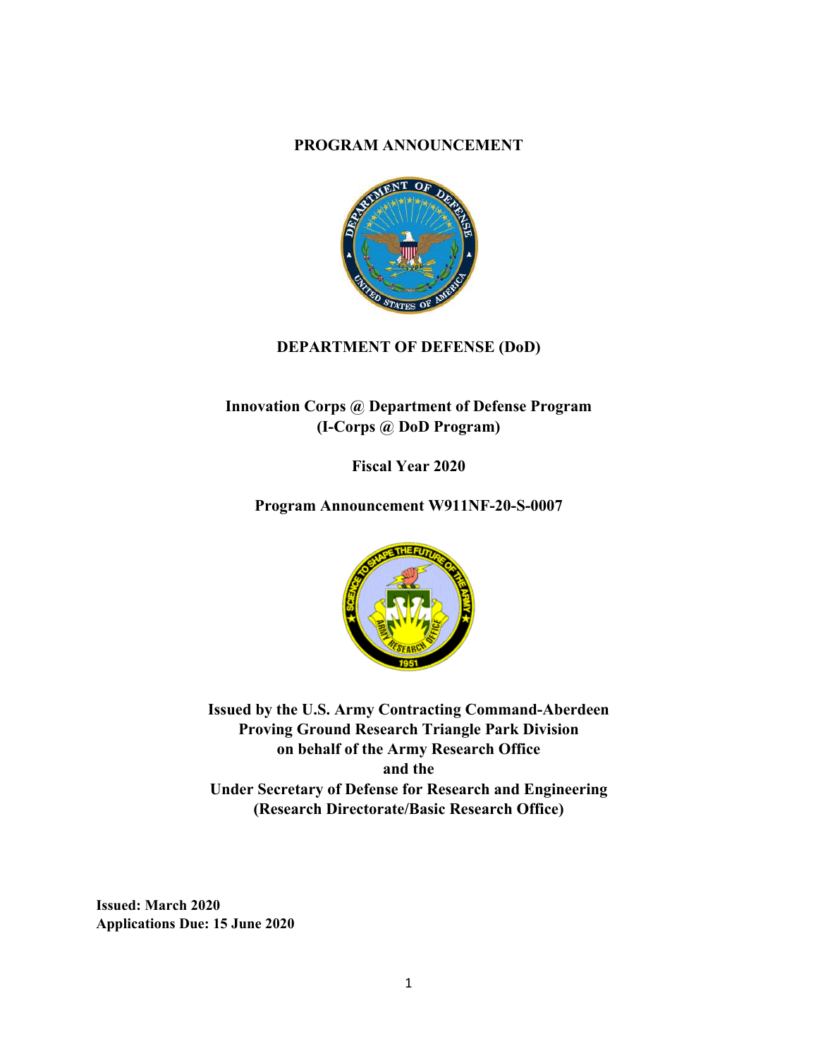**PROGRAM ANNOUNCEMENT**

**DEPARTMENT OF DEFENSE (DoD)**

**Innovation Corps @ Department of Defense Program**
**(I-Corps @ DoD Program)**

**Fiscal Year 2020**

**Program Announcement W911NF-20-S-0007**

**Issued by the U.S. Army Contracting Command-Aberdeen Proving Ground Research Triangle Park Division on behalf of the Army Research Office and the Under Secretary of Defense for Research and Engineering (Research Directorate/Basic Research Office)**

**Issued: March 2020**
**Applications Due: 15 June 2020**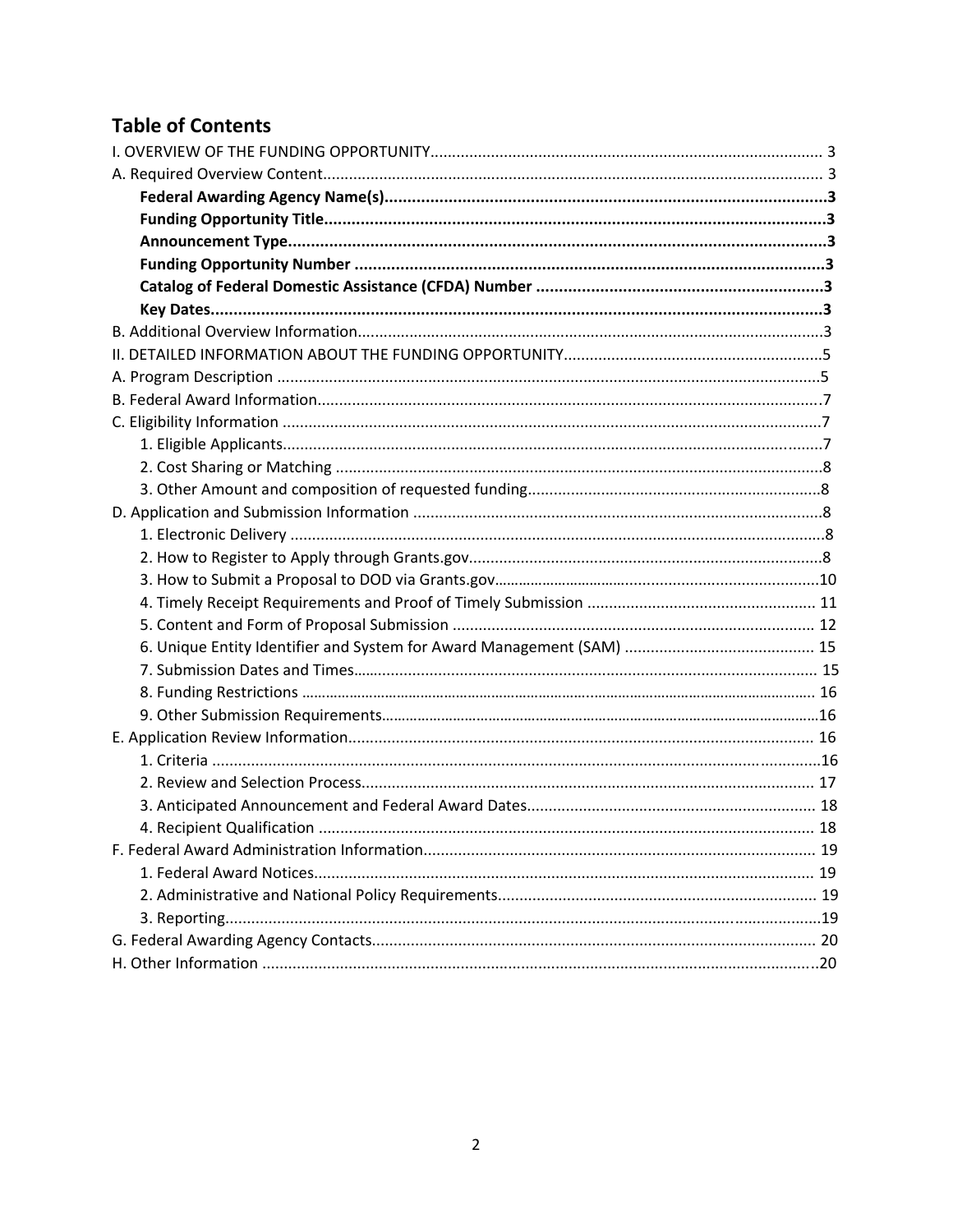## Table of Contents

I. OVERVIEW OF THE FUNDING OPPORTUNITY.......................................................................................... 3
A. Required Overview Content.................................................................................................................. 3
- **Federal Awarding Agency Name(s)...............................................................................................3**
- **Funding Opportunity Title.............................................................................................................3**
- **Announcement Type.....................................................................................................................3**
- **Funding Opportunity Number .......................................................................................................3**
- **Catalog of Federal Domestic Assistance (CFDA) Number ...............................................................3**
- **Key Dates......................................................................................................................................3**

B. Additional Overview Information...........................................................................................................3
II. DETAILED INFORMATION ABOUT THE FUNDING OPPORTUNITY............................................................5
A. Program Description .............................................................................................................................5
B. Federal Award Information....................................................................................................................7
C. Eligibility Information .............................................................................................................................7
- 1. Eligible Applicants.............................................................................................................................7
- 2. Cost Sharing or Matching .................................................................................................................8
- 3. Other Amount and composition of requested funding....................................................................8

D. Application and Submission Information ...............................................................................................8
- 1. Electronic Delivery ............................................................................................................................8
- 2. How to Register to Apply through Grants.gov..................................................................................8
- 3. How to Submit a Proposal to DOD via Grants.gov...........................................................................10
- 4. Timely Receipt Requirements and Proof of Timely Submission ..................................................... 11
- 5. Content and Form of Proposal Submission .................................................................................... 12
- 6. Unique Entity Identifier and System for Award Management (SAM) ............................................ 15
- 7. Submission Dates and Times.......................................................................................................... 15
- 8. Funding Restrictions ...................................................................................................................... 16
- 9. Other Submission Requirements.....................................................................................................16

E. Application Review Information........................................................................................................... 16
- 1. Criteria ............................................................................................................................................16
- 2. Review and Selection Process......................................................................................................... 17
- 3. Anticipated Announcement and Federal Award Dates................................................................... 18
- 4. Recipient Qualification ................................................................................................................... 18

F. Federal Award Administration Information.......................................................................................... 19
- 1. Federal Award Notices.................................................................................................................... 19
- 2. Administrative and National Policy Requirements.......................................................................... 19
- 3. Reporting.........................................................................................................................................19

G. Federal Awarding Agency Contacts...................................................................................................... 20
H. Other Information ................................................................................................................................20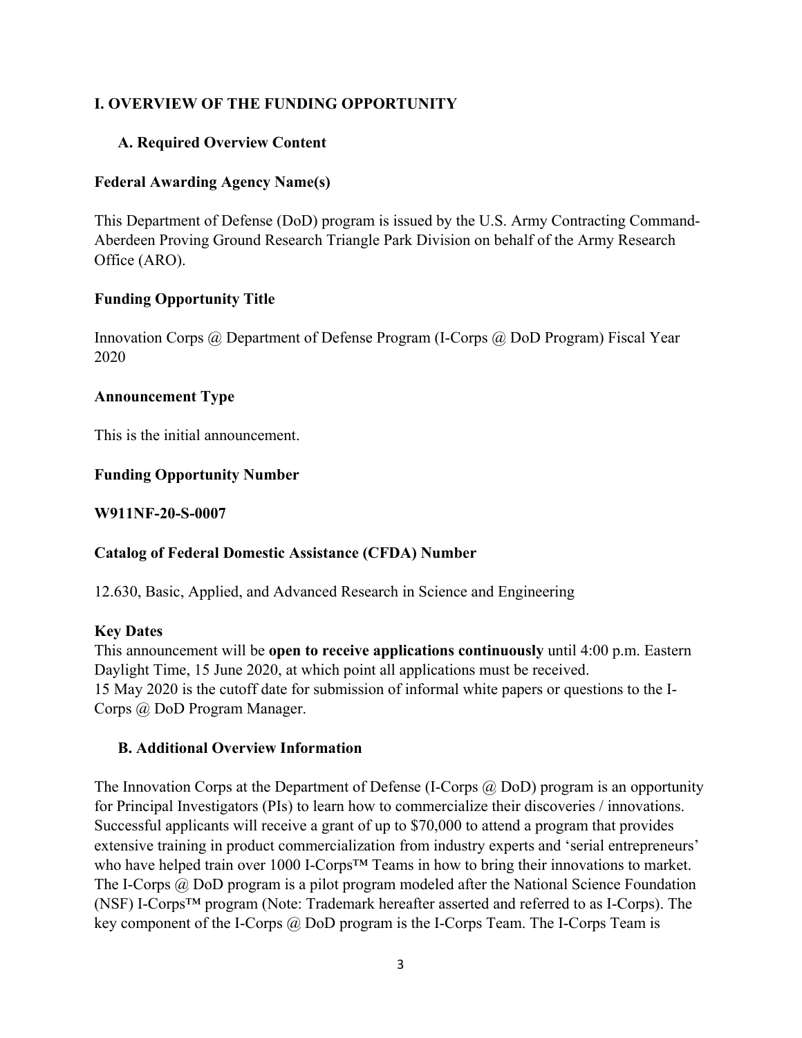## I. OVERVIEW OF THE FUNDING OPPORTUNITY

### A. Required Overview Content

**Federal Awarding Agency Name(s)**

This Department of Defense (DoD) program is issued by the U.S. Army Contracting Command-Aberdeen Proving Ground Research Triangle Park Division on behalf of the Army Research Office (ARO).

**Funding Opportunity Title**

Innovation Corps @ Department of Defense Program (I-Corps @ DoD Program) Fiscal Year 2020

**Announcement Type**

This is the initial announcement.

**Funding Opportunity Number**

**W911NF-20-S-0007**

**Catalog of Federal Domestic Assistance (CFDA) Number**

12.630, Basic, Applied, and Advanced Research in Science and Engineering

**Key Dates**

This announcement will be **open to receive applications continuously** until 4:00 p.m. Eastern Daylight Time, 15 June 2020, at which point all applications must be received.
15 May 2020 is the cutoff date for submission of informal white papers or questions to the I-Corps @ DoD Program Manager.

### B. Additional Overview Information

The Innovation Corps at the Department of Defense (I-Corps @ DoD) program is an opportunity for Principal Investigators (PIs) to learn how to commercialize their discoveries / innovations. Successful applicants will receive a grant of up to $70,000 to attend a program that provides extensive training in product commercialization from industry experts and 'serial entrepreneurs' who have helped train over 1000 I-Corps™ Teams in how to bring their innovations to market. The I-Corps @ DoD program is a pilot program modeled after the National Science Foundation (NSF) I-Corps™ program (Note: Trademark hereafter asserted and referred to as I-Corps). The key component of the I-Corps @ DoD program is the I-Corps Team. The I-Corps Team is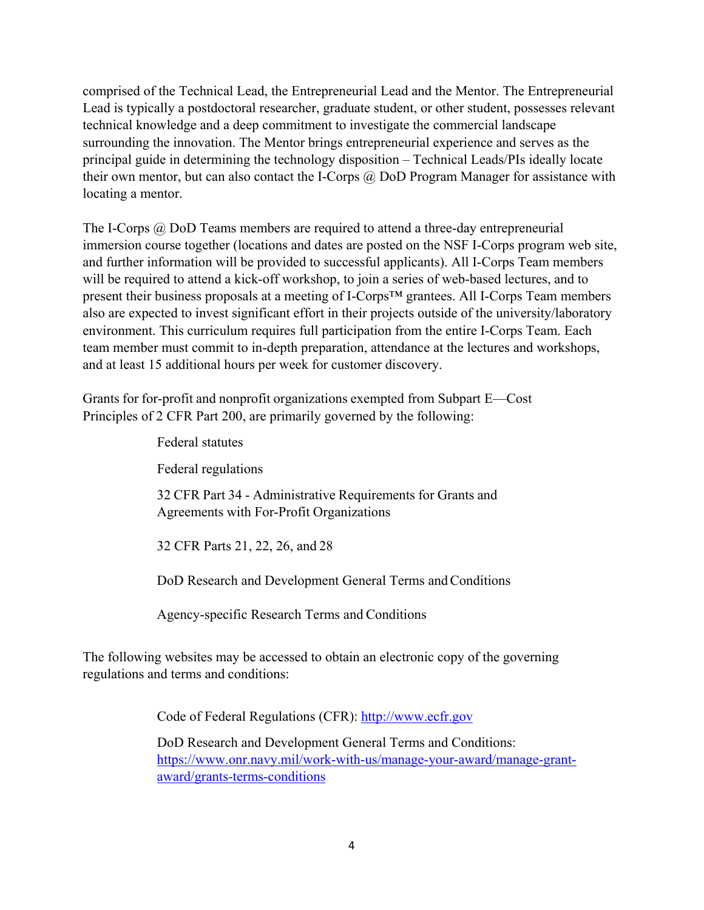comprised of the Technical Lead, the Entrepreneurial Lead and the Mentor. The Entrepreneurial Lead is typically a postdoctoral researcher, graduate student, or other student, possesses relevant technical knowledge and a deep commitment to investigate the commercial landscape surrounding the innovation. The Mentor brings entrepreneurial experience and serves as the principal guide in determining the technology disposition – Technical Leads/PIs ideally locate their own mentor, but can also contact the I-Corps @ DoD Program Manager for assistance with locating a mentor.

The I-Corps @ DoD Teams members are required to attend a three-day entrepreneurial immersion course together (locations and dates are posted on the NSF I-Corps program web site, and further information will be provided to successful applicants). All I-Corps Team members will be required to attend a kick-off workshop, to join a series of web-based lectures, and to present their business proposals at a meeting of I-Corps™ grantees. All I-Corps Team members also are expected to invest significant effort in their projects outside of the university/laboratory environment. This curriculum requires full participation from the entire I-Corps Team. Each team member must commit to in-depth preparation, attendance at the lectures and workshops, and at least 15 additional hours per week for customer discovery.

Grants for for-profit and nonprofit organizations exempted from Subpart E—Cost Principles of 2 CFR Part 200, are primarily governed by the following:

Federal statutes

Federal regulations

32 CFR Part 34 - Administrative Requirements for Grants and Agreements with For-Profit Organizations

32 CFR Parts 21, 22, 26, and 28

DoD Research and Development General Terms and Conditions

Agency-specific Research Terms and Conditions

The following websites may be accessed to obtain an electronic copy of the governing regulations and terms and conditions:

Code of Federal Regulations (CFR): http://www.ecfr.gov

DoD Research and Development General Terms and Conditions: https://www.onr.navy.mil/work-with-us/manage-your-award/manage-grant-award/grants-terms-conditions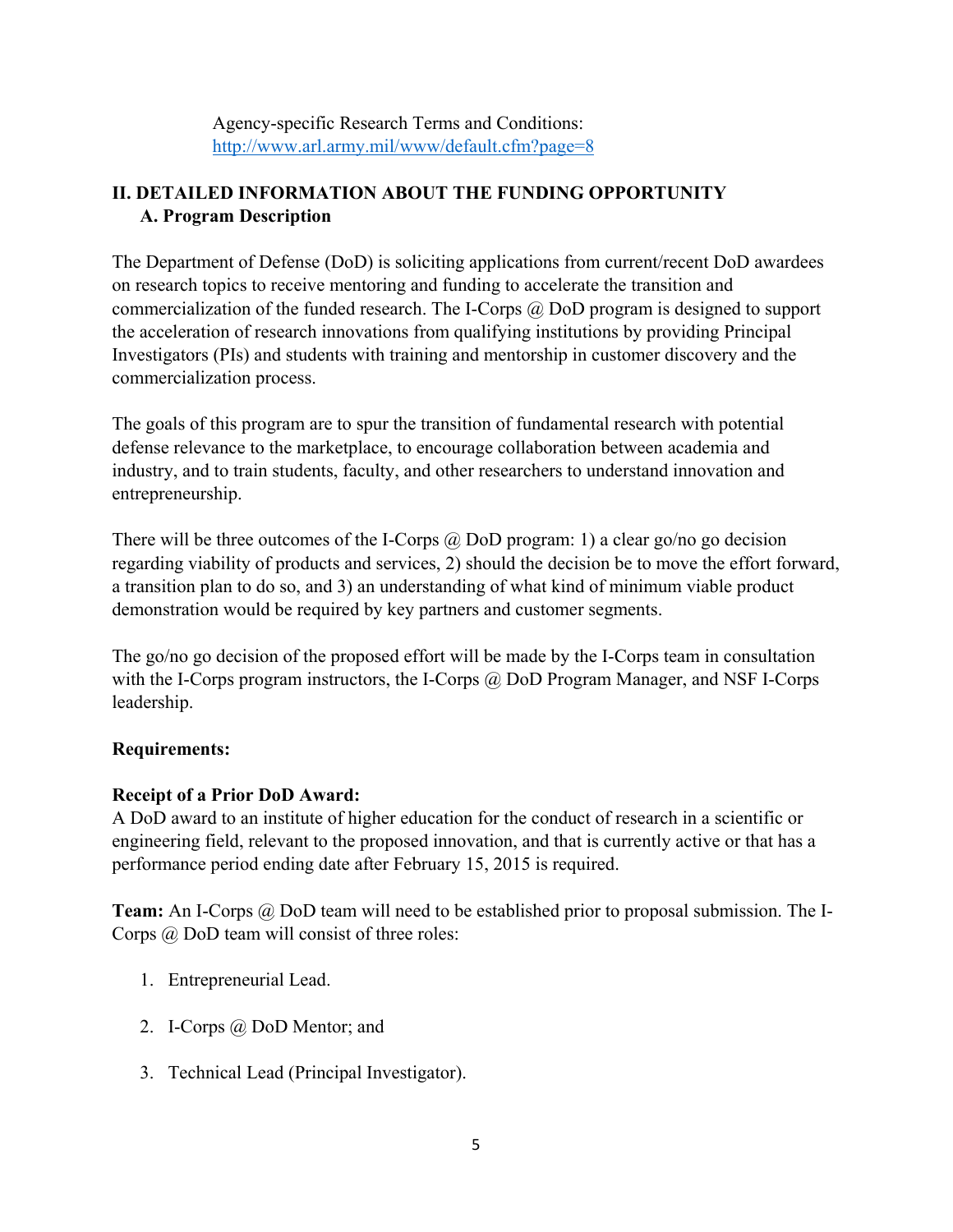Agency-specific Research Terms and Conditions: http://www.arl.army.mil/www/default.cfm?page=8

## II. DETAILED INFORMATION ABOUT THE FUNDING OPPORTUNITY

### A. Program Description

The Department of Defense (DoD) is soliciting applications from current/recent DoD awardees on research topics to receive mentoring and funding to accelerate the transition and commercialization of the funded research. The I-Corps @ DoD program is designed to support the acceleration of research innovations from qualifying institutions by providing Principal Investigators (PIs) and students with training and mentorship in customer discovery and the commercialization process.

The goals of this program are to spur the transition of fundamental research with potential defense relevance to the marketplace, to encourage collaboration between academia and industry, and to train students, faculty, and other researchers to understand innovation and entrepreneurship.

There will be three outcomes of the I-Corps @ DoD program: 1) a clear go/no go decision regarding viability of products and services, 2) should the decision be to move the effort forward, a transition plan to do so, and 3) an understanding of what kind of minimum viable product demonstration would be required by key partners and customer segments.

The go/no go decision of the proposed effort will be made by the I-Corps team in consultation with the I-Corps program instructors, the I-Corps @ DoD Program Manager, and NSF I-Corps leadership.

**Requirements:**

**Receipt of a Prior DoD Award:**
A DoD award to an institute of higher education for the conduct of research in a scientific or engineering field, relevant to the proposed innovation, and that is currently active or that has a performance period ending date after February 15, 2015 is required.

**Team:** An I-Corps @ DoD team will need to be established prior to proposal submission. The I-Corps @ DoD team will consist of three roles:

1. Entrepreneurial Lead.
2. I-Corps @ DoD Mentor; and
3. Technical Lead (Principal Investigator).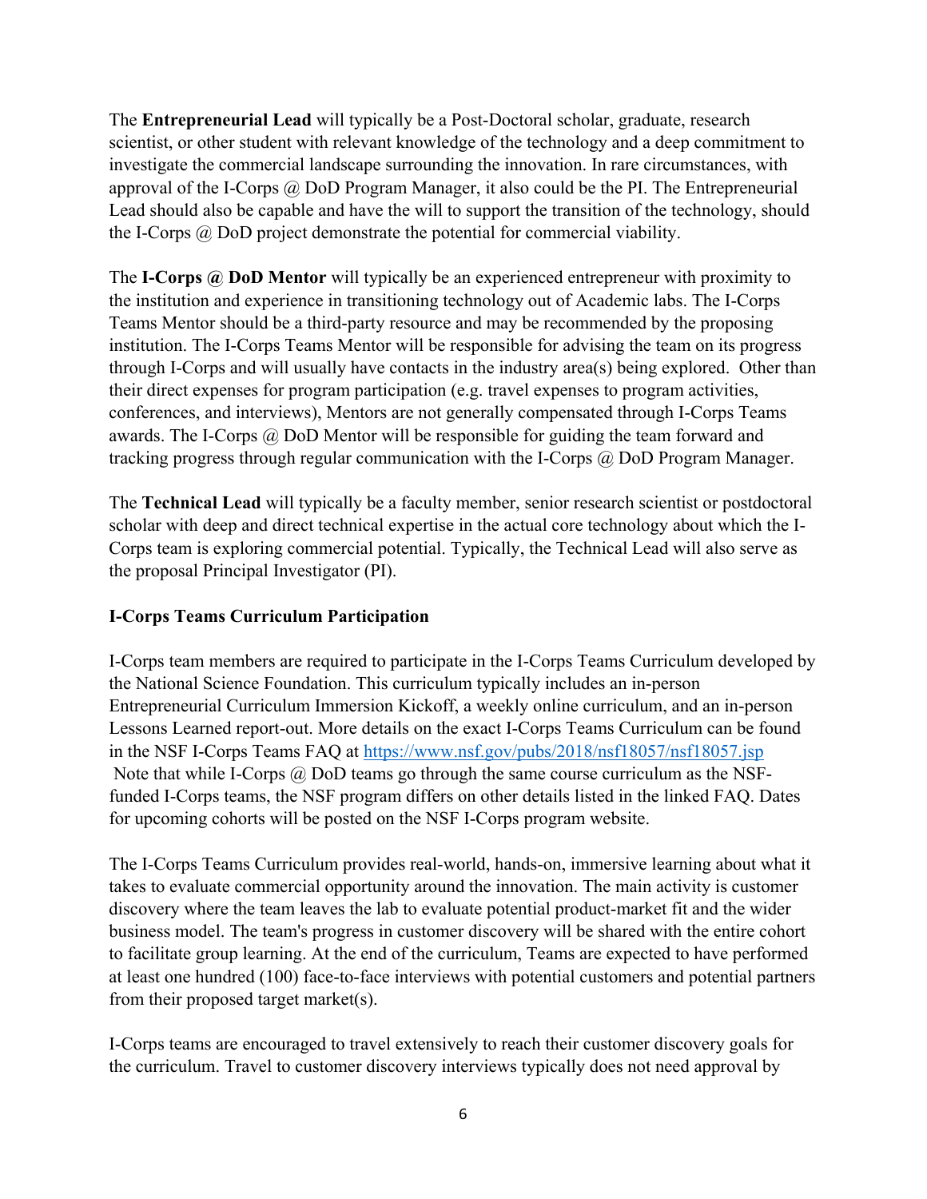The **Entrepreneurial Lead** will typically be a Post-Doctoral scholar, graduate, research scientist, or other student with relevant knowledge of the technology and a deep commitment to investigate the commercial landscape surrounding the innovation. In rare circumstances, with approval of the I-Corps @ DoD Program Manager, it also could be the PI. The Entrepreneurial Lead should also be capable and have the will to support the transition of the technology, should the I-Corps @ DoD project demonstrate the potential for commercial viability.

The **I-Corps @ DoD Mentor** will typically be an experienced entrepreneur with proximity to the institution and experience in transitioning technology out of Academic labs. The I-Corps Teams Mentor should be a third-party resource and may be recommended by the proposing institution. The I-Corps Teams Mentor will be responsible for advising the team on its progress through I-Corps and will usually have contacts in the industry area(s) being explored. Other than their direct expenses for program participation (e.g. travel expenses to program activities, conferences, and interviews), Mentors are not generally compensated through I-Corps Teams awards. The I-Corps @ DoD Mentor will be responsible for guiding the team forward and tracking progress through regular communication with the I-Corps @ DoD Program Manager.

The **Technical Lead** will typically be a faculty member, senior research scientist or postdoctoral scholar with deep and direct technical expertise in the actual core technology about which the I-Corps team is exploring commercial potential. Typically, the Technical Lead will also serve as the proposal Principal Investigator (PI).

**I-Corps Teams Curriculum Participation**

I-Corps team members are required to participate in the I-Corps Teams Curriculum developed by the National Science Foundation. This curriculum typically includes an in-person Entrepreneurial Curriculum Immersion Kickoff, a weekly online curriculum, and an in-person Lessons Learned report-out. More details on the exact I-Corps Teams Curriculum can be found in the NSF I-Corps Teams FAQ at [https://www.nsf.gov/pubs/2018/nsf18057/nsf18057.jsp](https://www.nsf.gov/pubs/2018/nsf18057/nsf18057.jsp) Note that while I-Corps @ DoD teams go through the same course curriculum as the NSF-funded I-Corps teams, the NSF program differs on other details listed in the linked FAQ. Dates for upcoming cohorts will be posted on the NSF I-Corps program website.

The I-Corps Teams Curriculum provides real-world, hands-on, immersive learning about what it takes to evaluate commercial opportunity around the innovation. The main activity is customer discovery where the team leaves the lab to evaluate potential product-market fit and the wider business model. The team's progress in customer discovery will be shared with the entire cohort to facilitate group learning. At the end of the curriculum, Teams are expected to have performed at least one hundred (100) face-to-face interviews with potential customers and potential partners from their proposed target market(s).

I-Corps teams are encouraged to travel extensively to reach their customer discovery goals for the curriculum. Travel to customer discovery interviews typically does not need approval by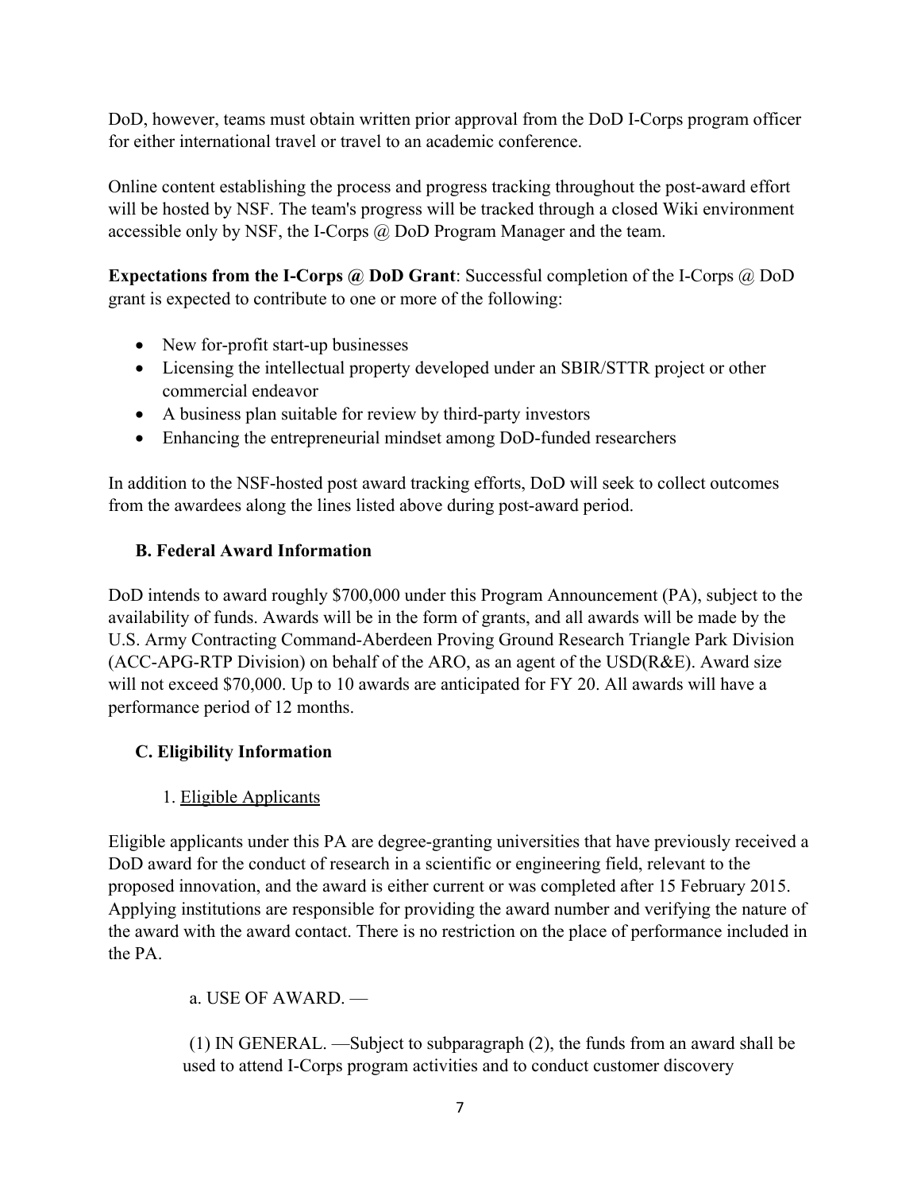DoD, however, teams must obtain written prior approval from the DoD I-Corps program officer for either international travel or travel to an academic conference.

Online content establishing the process and progress tracking throughout the post-award effort will be hosted by NSF. The team's progress will be tracked through a closed Wiki environment accessible only by NSF, the I-Corps @ DoD Program Manager and the team.

**Expectations from the I-Corps @ DoD Grant**: Successful completion of the I-Corps @ DoD grant is expected to contribute to one or more of the following:

- New for-profit start-up businesses
- Licensing the intellectual property developed under an SBIR/STTR project or other commercial endeavor
- A business plan suitable for review by third-party investors
- Enhancing the entrepreneurial mindset among DoD-funded researchers

In addition to the NSF-hosted post award tracking efforts, DoD will seek to collect outcomes from the awardees along the lines listed above during post-award period.

## B. Federal Award Information

DoD intends to award roughly $700,000 under this Program Announcement (PA), subject to the availability of funds. Awards will be in the form of grants, and all awards will be made by the U.S. Army Contracting Command-Aberdeen Proving Ground Research Triangle Park Division (ACC-APG-RTP Division) on behalf of the ARO, as an agent of the USD(R&E). Award size will not exceed $70,000. Up to 10 awards are anticipated for FY 20. All awards will have a performance period of 12 months.

## C. Eligibility Information

### 1. Eligible Applicants

Eligible applicants under this PA are degree-granting universities that have previously received a DoD award for the conduct of research in a scientific or engineering field, relevant to the proposed innovation, and the award is either current or was completed after 15 February 2015. Applying institutions are responsible for providing the award number and verifying the nature of the award with the award contact. There is no restriction on the place of performance included in the PA.

a. USE OF AWARD. —

(1) IN GENERAL. —Subject to subparagraph (2), the funds from an award shall be used to attend I-Corps program activities and to conduct customer discovery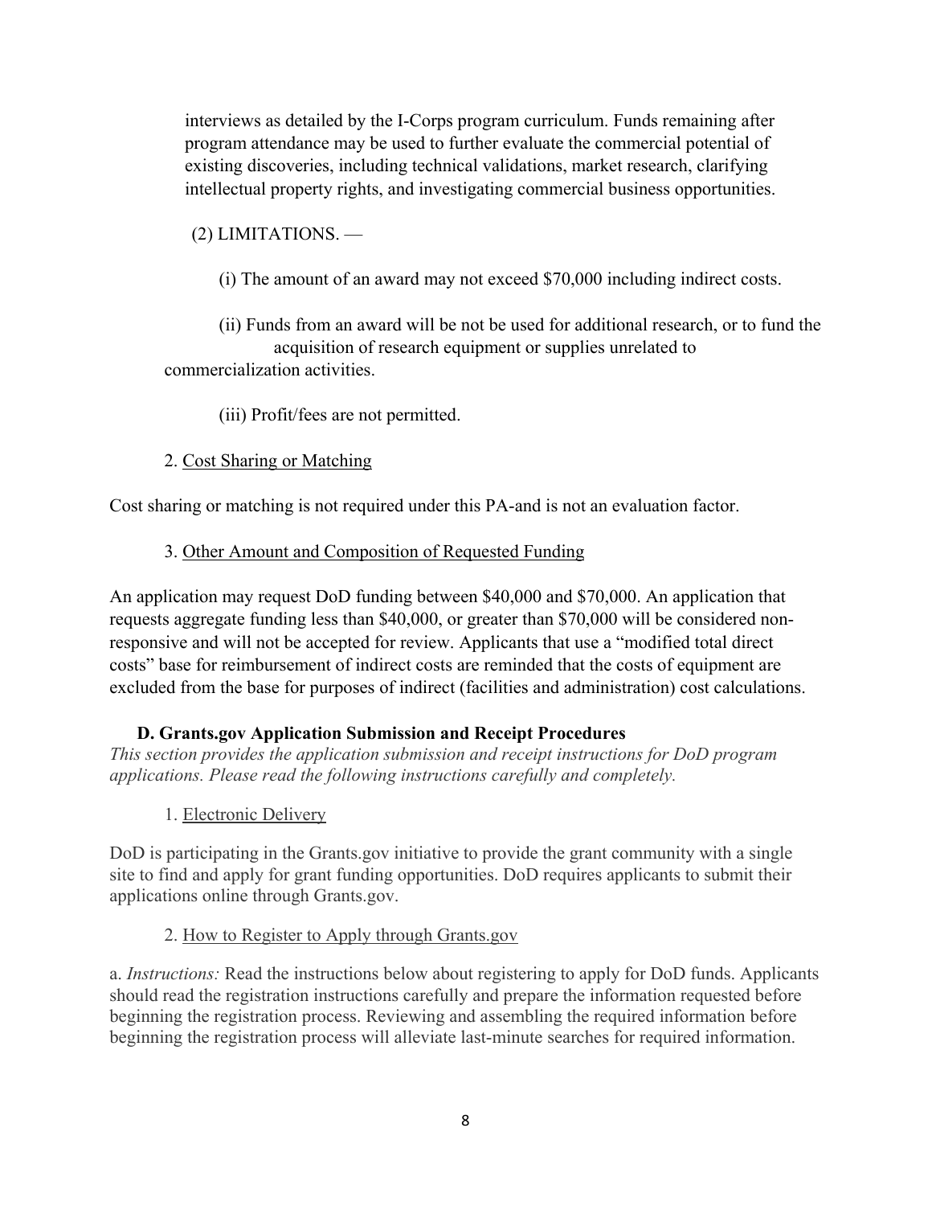interviews as detailed by the I-Corps program curriculum. Funds remaining after program attendance may be used to further evaluate the commercial potential of existing discoveries, including technical validations, market research, clarifying intellectual property rights, and investigating commercial business opportunities.

(2) LIMITATIONS. —

(i) The amount of an award may not exceed $70,000 including indirect costs.

(ii) Funds from an award will be not be used for additional research, or to fund the acquisition of research equipment or supplies unrelated to commercialization activities.

(iii) Profit/fees are not permitted.

2. Cost Sharing or Matching

Cost sharing or matching is not required under this PA-and is not an evaluation factor.

3. Other Amount and Composition of Requested Funding

An application may request DoD funding between $40,000 and $70,000. An application that requests aggregate funding less than $40,000, or greater than $70,000 will be considered non-responsive and will not be accepted for review. Applicants that use a "modified total direct costs" base for reimbursement of indirect costs are reminded that the costs of equipment are excluded from the base for purposes of indirect (facilities and administration) cost calculations.

### D. Grants.gov Application Submission and Receipt Procedures

*This section provides the application submission and receipt instructions for DoD program applications. Please read the following instructions carefully and completely.*

1. Electronic Delivery

DoD is participating in the Grants.gov initiative to provide the grant community with a single site to find and apply for grant funding opportunities. DoD requires applicants to submit their applications online through Grants.gov.

2. How to Register to Apply through Grants.gov

a. *Instructions:* Read the instructions below about registering to apply for DoD funds. Applicants should read the registration instructions carefully and prepare the information requested before beginning the registration process. Reviewing and assembling the required information before beginning the registration process will alleviate last-minute searches for required information.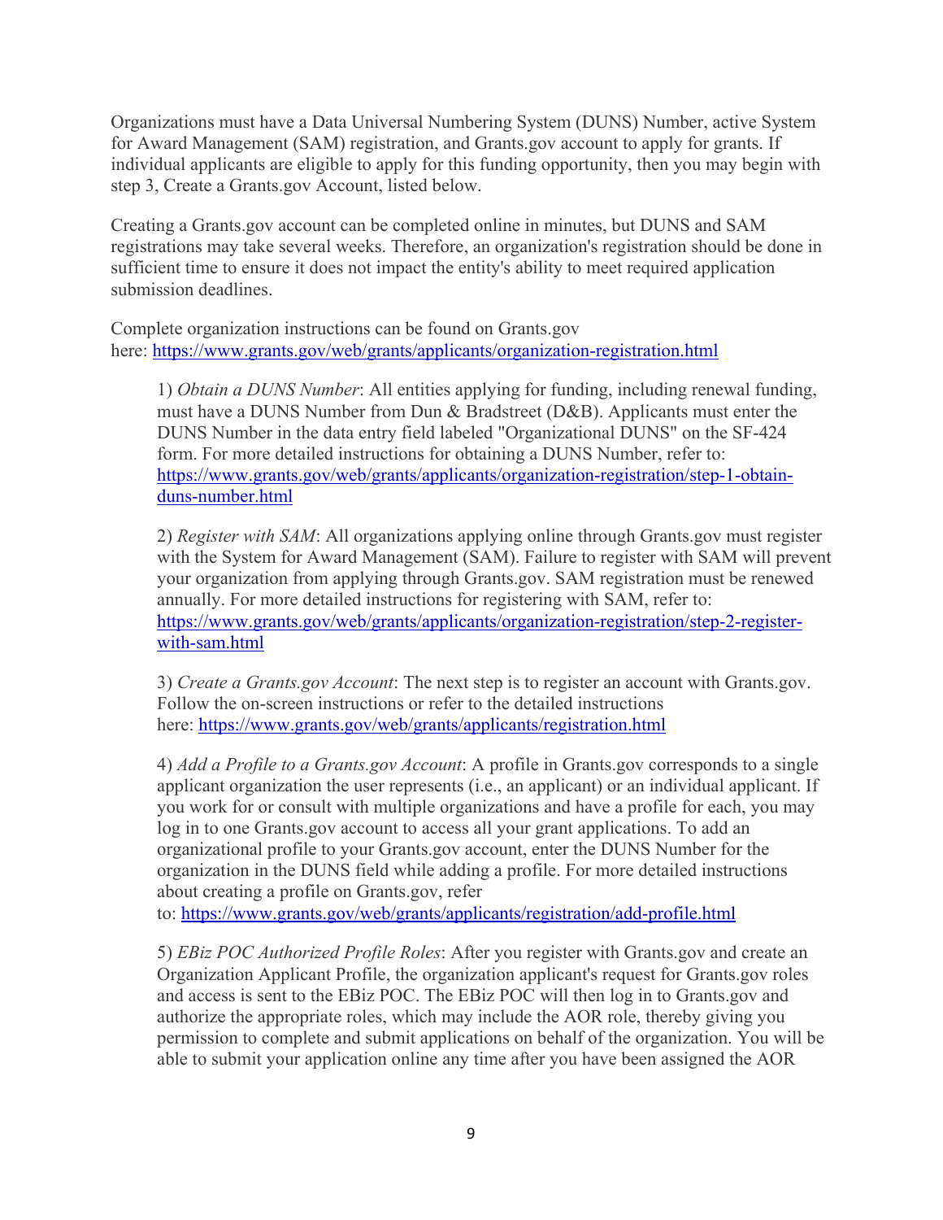Organizations must have a Data Universal Numbering System (DUNS) Number, active System for Award Management (SAM) registration, and Grants.gov account to apply for grants. If individual applicants are eligible to apply for this funding opportunity, then you may begin with step 3, Create a Grants.gov Account, listed below.

Creating a Grants.gov account can be completed online in minutes, but DUNS and SAM registrations may take several weeks. Therefore, an organization's registration should be done in sufficient time to ensure it does not impact the entity's ability to meet required application submission deadlines.

Complete organization instructions can be found on Grants.gov here: https://www.grants.gov/web/grants/applicants/organization-registration.html

1) *Obtain a DUNS Number*: All entities applying for funding, including renewal funding, must have a DUNS Number from Dun & Bradstreet (D&B). Applicants must enter the DUNS Number in the data entry field labeled "Organizational DUNS" on the SF-424 form. For more detailed instructions for obtaining a DUNS Number, refer to: https://www.grants.gov/web/grants/applicants/organization-registration/step-1-obtain-duns-number.html

2) *Register with SAM*: All organizations applying online through Grants.gov must register with the System for Award Management (SAM). Failure to register with SAM will prevent your organization from applying through Grants.gov. SAM registration must be renewed annually. For more detailed instructions for registering with SAM, refer to: https://www.grants.gov/web/grants/applicants/organization-registration/step-2-register-with-sam.html

3) *Create a Grants.gov Account*: The next step is to register an account with Grants.gov. Follow the on-screen instructions or refer to the detailed instructions here: https://www.grants.gov/web/grants/applicants/registration.html

4) *Add a Profile to a Grants.gov Account*: A profile in Grants.gov corresponds to a single applicant organization the user represents (i.e., an applicant) or an individual applicant. If you work for or consult with multiple organizations and have a profile for each, you may log in to one Grants.gov account to access all your grant applications. To add an organizational profile to your Grants.gov account, enter the DUNS Number for the organization in the DUNS field while adding a profile. For more detailed instructions about creating a profile on Grants.gov, refer to: https://www.grants.gov/web/grants/applicants/registration/add-profile.html

5) *EBiz POC Authorized Profile Roles*: After you register with Grants.gov and create an Organization Applicant Profile, the organization applicant's request for Grants.gov roles and access is sent to the EBiz POC. The EBiz POC will then log in to Grants.gov and authorize the appropriate roles, which may include the AOR role, thereby giving you permission to complete and submit applications on behalf of the organization. You will be able to submit your application online any time after you have been assigned the AOR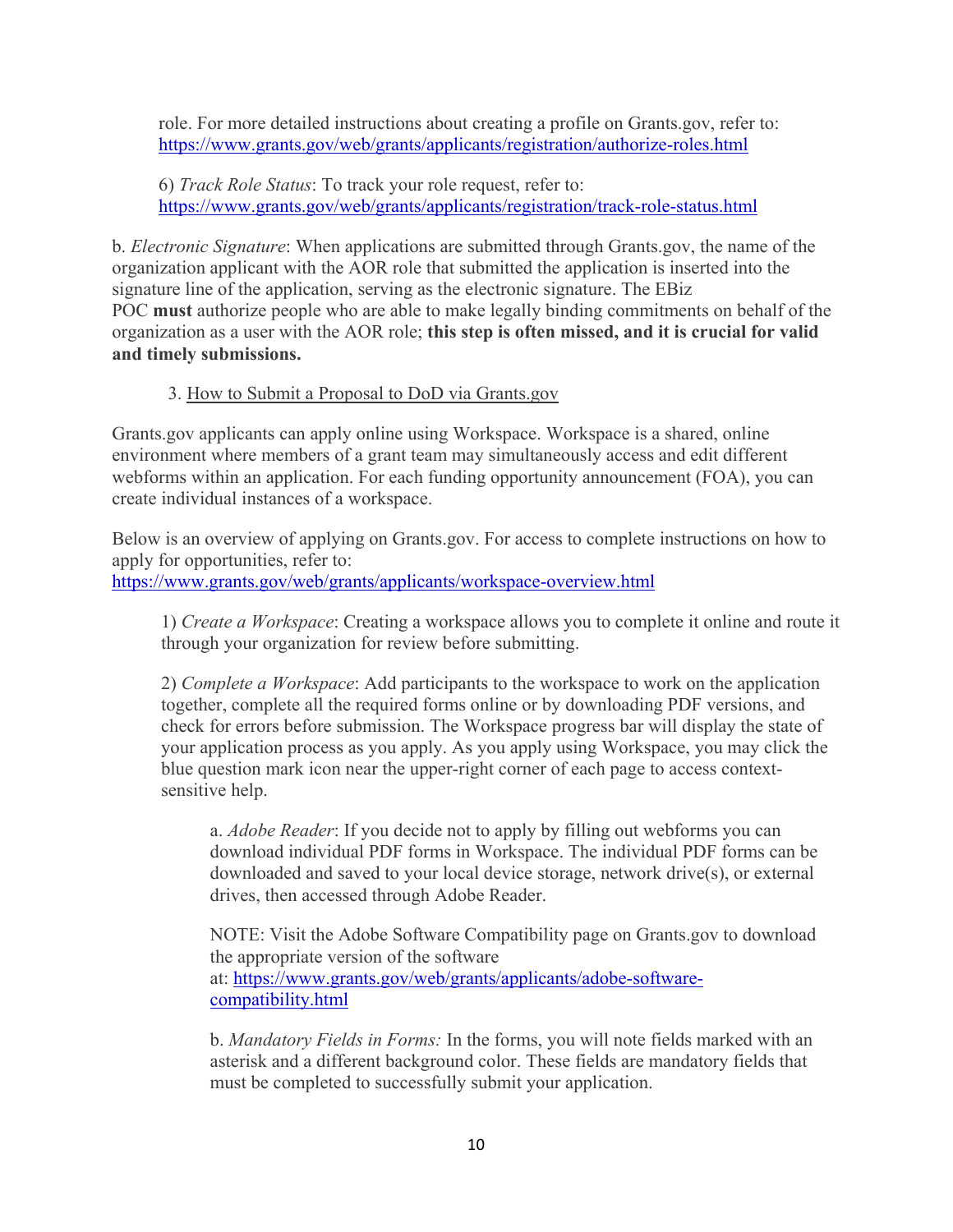role. For more detailed instructions about creating a profile on Grants.gov, refer to: https://www.grants.gov/web/grants/applicants/registration/authorize-roles.html

6) *Track Role Status*: To track your role request, refer to: https://www.grants.gov/web/grants/applicants/registration/track-role-status.html

b. *Electronic Signature*: When applications are submitted through Grants.gov, the name of the organization applicant with the AOR role that submitted the application is inserted into the signature line of the application, serving as the electronic signature. The EBiz POC **must** authorize people who are able to make legally binding commitments on behalf of the organization as a user with the AOR role; **this step is often missed, and it is crucial for valid and timely submissions.**

3. How to Submit a Proposal to DoD via Grants.gov

Grants.gov applicants can apply online using Workspace. Workspace is a shared, online environment where members of a grant team may simultaneously access and edit different webforms within an application. For each funding opportunity announcement (FOA), you can create individual instances of a workspace.

Below is an overview of applying on Grants.gov. For access to complete instructions on how to apply for opportunities, refer to: https://www.grants.gov/web/grants/applicants/workspace-overview.html

1) *Create a Workspace*: Creating a workspace allows you to complete it online and route it through your organization for review before submitting.

2) *Complete a Workspace*: Add participants to the workspace to work on the application together, complete all the required forms online or by downloading PDF versions, and check for errors before submission. The Workspace progress bar will display the state of your application process as you apply. As you apply using Workspace, you may click the blue question mark icon near the upper-right corner of each page to access context-sensitive help.

a. *Adobe Reader*: If you decide not to apply by filling out webforms you can download individual PDF forms in Workspace. The individual PDF forms can be downloaded and saved to your local device storage, network drive(s), or external drives, then accessed through Adobe Reader.

NOTE: Visit the Adobe Software Compatibility page on Grants.gov to download the appropriate version of the software at: https://www.grants.gov/web/grants/applicants/adobe-software-compatibility.html

b. *Mandatory Fields in Forms:* In the forms, you will note fields marked with an asterisk and a different background color. These fields are mandatory fields that must be completed to successfully submit your application.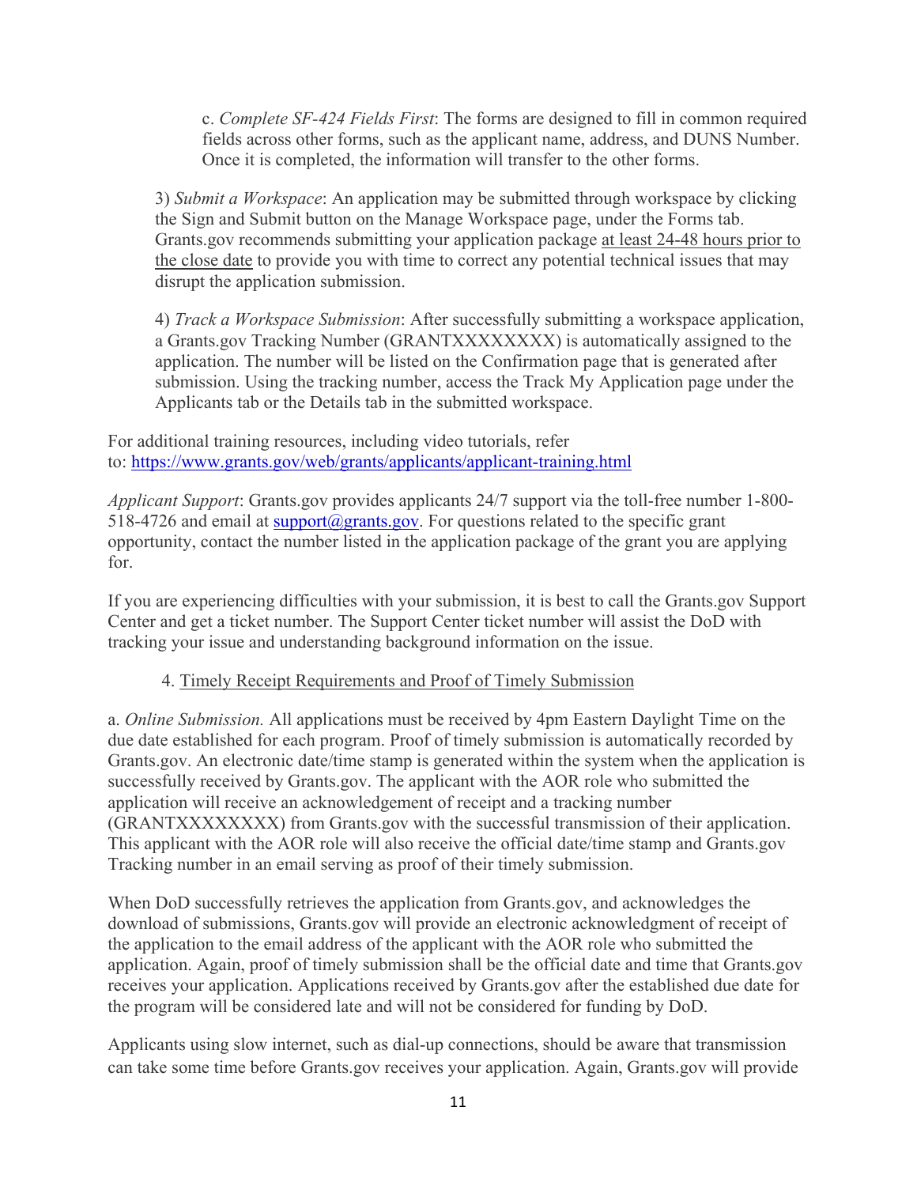c. *Complete SF-424 Fields First*: The forms are designed to fill in common required fields across other forms, such as the applicant name, address, and DUNS Number. Once it is completed, the information will transfer to the other forms.

3) *Submit a Workspace*: An application may be submitted through workspace by clicking the Sign and Submit button on the Manage Workspace page, under the Forms tab. Grants.gov recommends submitting your application package at least 24-48 hours prior to the close date to provide you with time to correct any potential technical issues that may disrupt the application submission.

4) *Track a Workspace Submission*: After successfully submitting a workspace application, a Grants.gov Tracking Number (GRANTXXXXXXXX) is automatically assigned to the application. The number will be listed on the Confirmation page that is generated after submission. Using the tracking number, access the Track My Application page under the Applicants tab or the Details tab in the submitted workspace.

For additional training resources, including video tutorials, refer to: [https://www.grants.gov/web/grants/applicants/applicant-training.html](https://www.grants.gov/web/grants/applicants/applicant-training.html)

*Applicant Support*: Grants.gov provides applicants 24/7 support via the toll-free number 1-800-518-4726 and email at support@grants.gov. For questions related to the specific grant opportunity, contact the number listed in the application package of the grant you are applying for.

If you are experiencing difficulties with your submission, it is best to call the Grants.gov Support Center and get a ticket number. The Support Center ticket number will assist the DoD with tracking your issue and understanding background information on the issue.

4. Timely Receipt Requirements and Proof of Timely Submission

a. *Online Submission.* All applications must be received by 4pm Eastern Daylight Time on the due date established for each program. Proof of timely submission is automatically recorded by Grants.gov. An electronic date/time stamp is generated within the system when the application is successfully received by Grants.gov. The applicant with the AOR role who submitted the application will receive an acknowledgement of receipt and a tracking number (GRANTXXXXXXXX) from Grants.gov with the successful transmission of their application. This applicant with the AOR role will also receive the official date/time stamp and Grants.gov Tracking number in an email serving as proof of their timely submission.

When DoD successfully retrieves the application from Grants.gov, and acknowledges the download of submissions, Grants.gov will provide an electronic acknowledgment of receipt of the application to the email address of the applicant with the AOR role who submitted the application. Again, proof of timely submission shall be the official date and time that Grants.gov receives your application. Applications received by Grants.gov after the established due date for the program will be considered late and will not be considered for funding by DoD.

Applicants using slow internet, such as dial-up connections, should be aware that transmission can take some time before Grants.gov receives your application. Again, Grants.gov will provide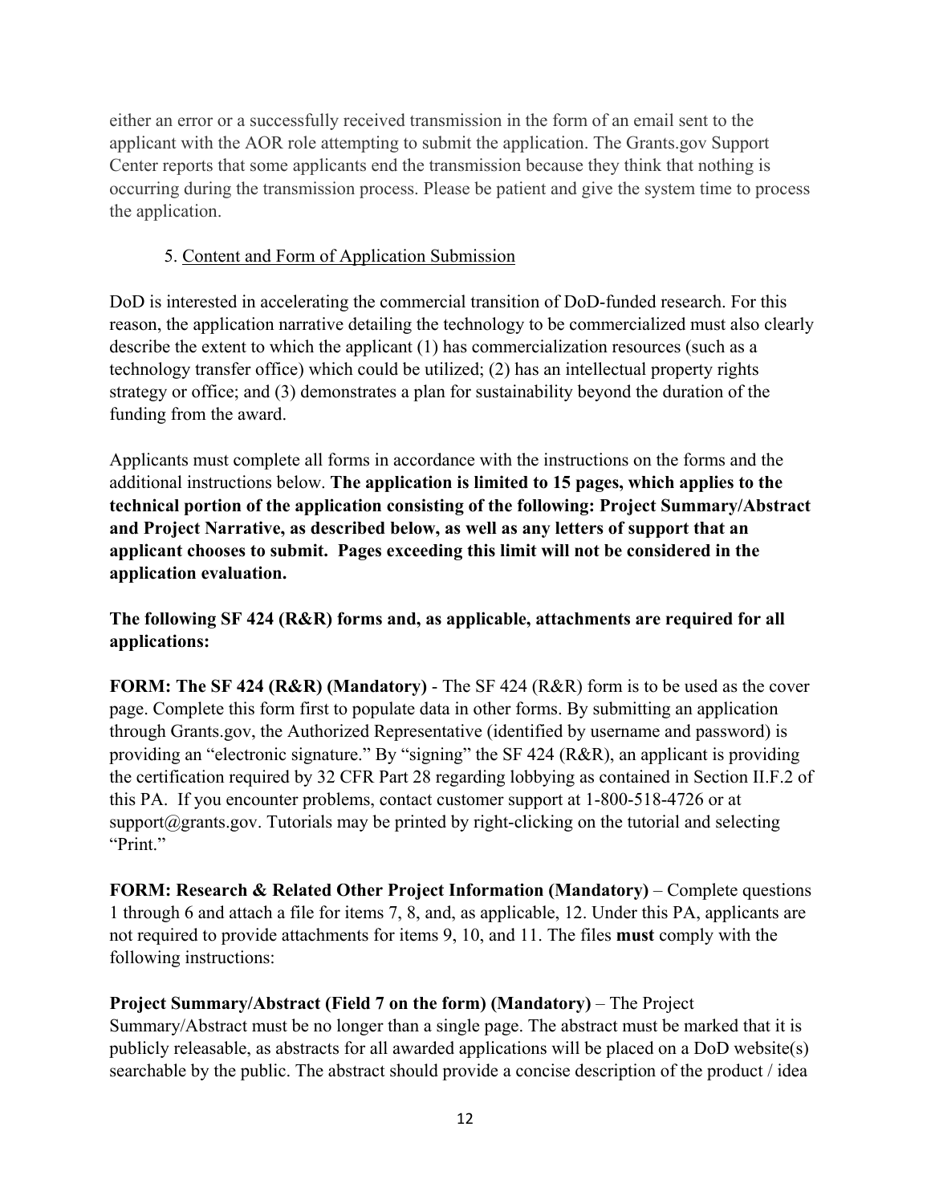either an error or a successfully received transmission in the form of an email sent to the applicant with the AOR role attempting to submit the application. The Grants.gov Support Center reports that some applicants end the transmission because they think that nothing is occurring during the transmission process. Please be patient and give the system time to process the application.

5. Content and Form of Application Submission

DoD is interested in accelerating the commercial transition of DoD-funded research. For this reason, the application narrative detailing the technology to be commercialized must also clearly describe the extent to which the applicant (1) has commercialization resources (such as a technology transfer office) which could be utilized; (2) has an intellectual property rights strategy or office; and (3) demonstrates a plan for sustainability beyond the duration of the funding from the award.

Applicants must complete all forms in accordance with the instructions on the forms and the additional instructions below. **The application is limited to 15 pages, which applies to the technical portion of the application consisting of the following: Project Summary/Abstract and Project Narrative, as described below, as well as any letters of support that an applicant chooses to submit. Pages exceeding this limit will not be considered in the application evaluation.**

**The following SF 424 (R&R) forms and, as applicable, attachments are required for all applications:**

**FORM: The SF 424 (R&R) (Mandatory)** - The SF 424 (R&R) form is to be used as the cover page. Complete this form first to populate data in other forms. By submitting an application through Grants.gov, the Authorized Representative (identified by username and password) is providing an "electronic signature." By "signing" the SF 424 (R&R), an applicant is providing the certification required by 32 CFR Part 28 regarding lobbying as contained in Section II.F.2 of this PA. If you encounter problems, contact customer support at 1-800-518-4726 or at support@grants.gov. Tutorials may be printed by right-clicking on the tutorial and selecting "Print."

**FORM: Research & Related Other Project Information (Mandatory)** – Complete questions 1 through 6 and attach a file for items 7, 8, and, as applicable, 12. Under this PA, applicants are not required to provide attachments for items 9, 10, and 11. The files **must** comply with the following instructions:

**Project Summary/Abstract (Field 7 on the form) (Mandatory)** – The Project Summary/Abstract must be no longer than a single page. The abstract must be marked that it is publicly releasable, as abstracts for all awarded applications will be placed on a DoD website(s) searchable by the public. The abstract should provide a concise description of the product / idea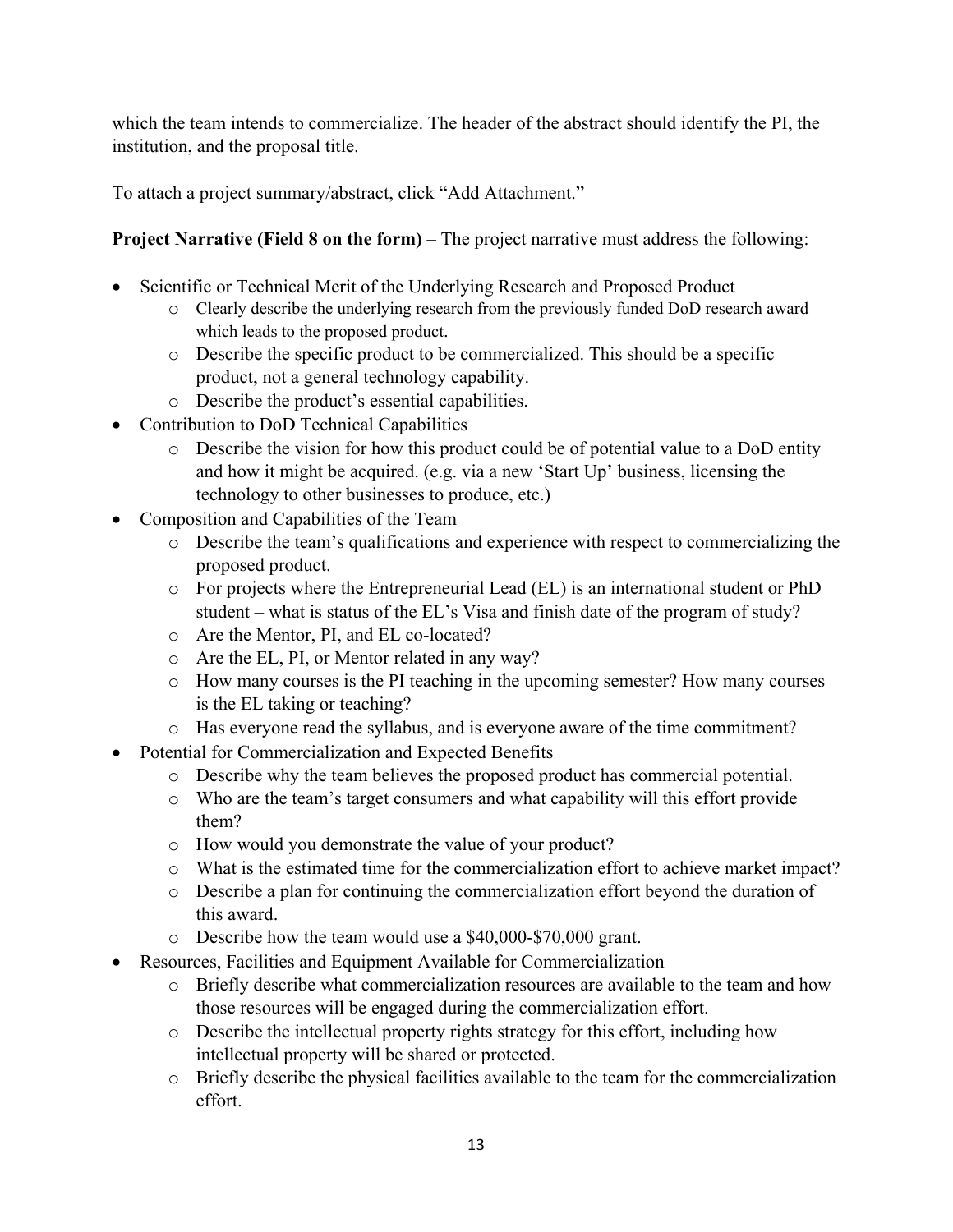which the team intends to commercialize. The header of the abstract should identify the PI, the institution, and the proposal title.

To attach a project summary/abstract, click "Add Attachment."

**Project Narrative (Field 8 on the form)** – The project narrative must address the following:

- Scientific or Technical Merit of the Underlying Research and Proposed Product
  - Clearly describe the underlying research from the previously funded DoD research award which leads to the proposed product.
  - Describe the specific product to be commercialized. This should be a specific product, not a general technology capability.
  - Describe the product's essential capabilities.
- Contribution to DoD Technical Capabilities
  - Describe the vision for how this product could be of potential value to a DoD entity and how it might be acquired. (e.g. via a new 'Start Up' business, licensing the technology to other businesses to produce, etc.)
- Composition and Capabilities of the Team
  - Describe the team's qualifications and experience with respect to commercializing the proposed product.
  - For projects where the Entrepreneurial Lead (EL) is an international student or PhD student – what is status of the EL's Visa and finish date of the program of study?
  - Are the Mentor, PI, and EL co-located?
  - Are the EL, PI, or Mentor related in any way?
  - How many courses is the PI teaching in the upcoming semester? How many courses is the EL taking or teaching?
  - Has everyone read the syllabus, and is everyone aware of the time commitment?
- Potential for Commercialization and Expected Benefits
  - Describe why the team believes the proposed product has commercial potential.
  - Who are the team's target consumers and what capability will this effort provide them?
  - How would you demonstrate the value of your product?
  - What is the estimated time for the commercialization effort to achieve market impact?
  - Describe a plan for continuing the commercialization effort beyond the duration of this award.
  - Describe how the team would use a $40,000-$70,000 grant.
- Resources, Facilities and Equipment Available for Commercialization
  - Briefly describe what commercialization resources are available to the team and how those resources will be engaged during the commercialization effort.
  - Describe the intellectual property rights strategy for this effort, including how intellectual property will be shared or protected.
  - Briefly describe the physical facilities available to the team for the commercialization effort.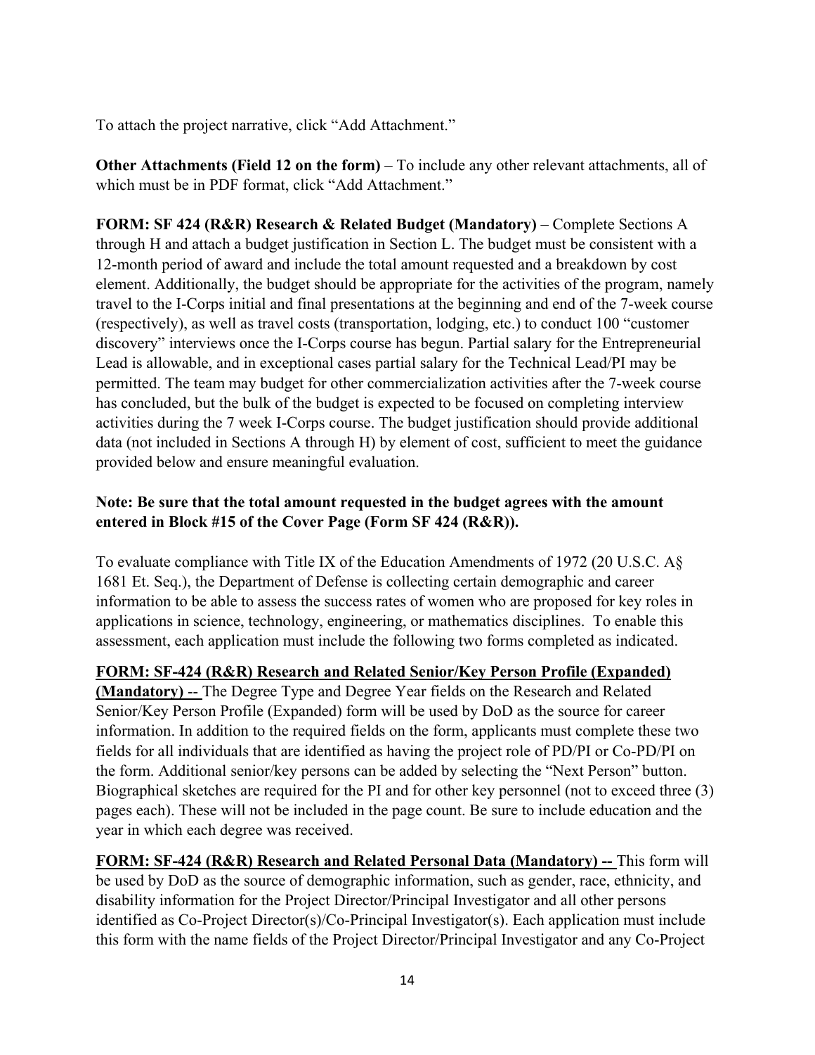To attach the project narrative, click "Add Attachment."

**Other Attachments (Field 12 on the form)** – To include any other relevant attachments, all of which must be in PDF format, click "Add Attachment."

**FORM: SF 424 (R&R) Research & Related Budget (Mandatory)** – Complete Sections A through H and attach a budget justification in Section L. The budget must be consistent with a 12-month period of award and include the total amount requested and a breakdown by cost element. Additionally, the budget should be appropriate for the activities of the program, namely travel to the I-Corps initial and final presentations at the beginning and end of the 7-week course (respectively), as well as travel costs (transportation, lodging, etc.) to conduct 100 "customer discovery" interviews once the I-Corps course has begun. Partial salary for the Entrepreneurial Lead is allowable, and in exceptional cases partial salary for the Technical Lead/PI may be permitted. The team may budget for other commercialization activities after the 7-week course has concluded, but the bulk of the budget is expected to be focused on completing interview activities during the 7 week I-Corps course. The budget justification should provide additional data (not included in Sections A through H) by element of cost, sufficient to meet the guidance provided below and ensure meaningful evaluation.

**Note: Be sure that the total amount requested in the budget agrees with the amount entered in Block #15 of the Cover Page (Form SF 424 (R&R)).**

To evaluate compliance with Title IX of the Education Amendments of 1972 (20 U.S.C. A§ 1681 Et. Seq.), the Department of Defense is collecting certain demographic and career information to be able to assess the success rates of women who are proposed for key roles in applications in science, technology, engineering, or mathematics disciplines. To enable this assessment, each application must include the following two forms completed as indicated.

**FORM: SF-424 (R&R) Research and Related Senior/Key Person Profile (Expanded) (Mandatory)** -- The Degree Type and Degree Year fields on the Research and Related Senior/Key Person Profile (Expanded) form will be used by DoD as the source for career information. In addition to the required fields on the form, applicants must complete these two fields for all individuals that are identified as having the project role of PD/PI or Co-PD/PI on the form. Additional senior/key persons can be added by selecting the "Next Person" button. Biographical sketches are required for the PI and for other key personnel (not to exceed three (3) pages each). These will not be included in the page count. Be sure to include education and the year in which each degree was received.

**FORM: SF-424 (R&R) Research and Related Personal Data (Mandatory)** -- This form will be used by DoD as the source of demographic information, such as gender, race, ethnicity, and disability information for the Project Director/Principal Investigator and all other persons identified as Co-Project Director(s)/Co-Principal Investigator(s). Each application must include this form with the name fields of the Project Director/Principal Investigator and any Co-Project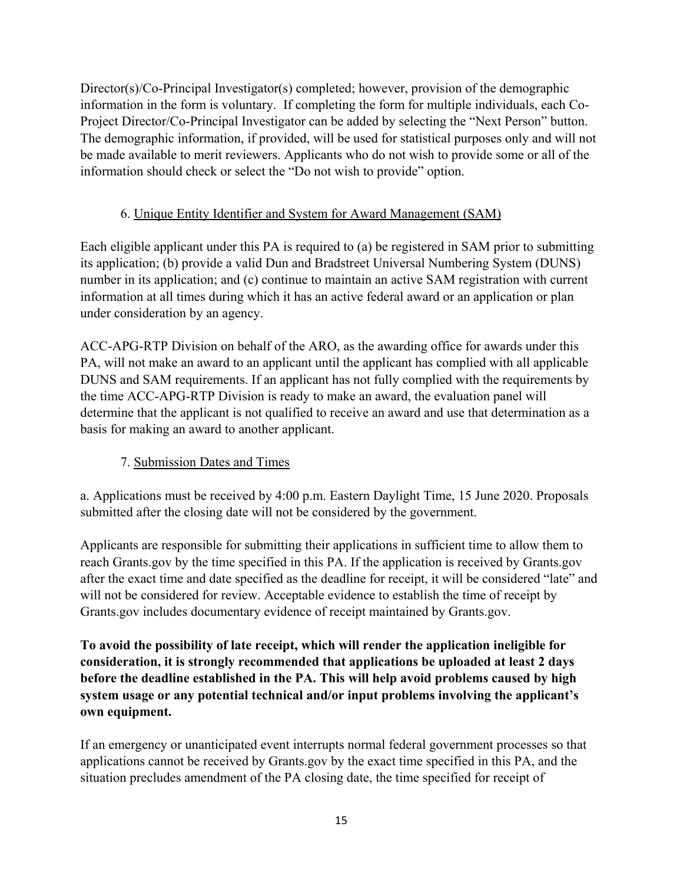Director(s)/Co-Principal Investigator(s) completed; however, provision of the demographic information in the form is voluntary. If completing the form for multiple individuals, each Co-Project Director/Co-Principal Investigator can be added by selecting the "Next Person" button. The demographic information, if provided, will be used for statistical purposes only and will not be made available to merit reviewers. Applicants who do not wish to provide some or all of the information should check or select the "Do not wish to provide" option.

6. Unique Entity Identifier and System for Award Management (SAM)

Each eligible applicant under this PA is required to (a) be registered in SAM prior to submitting its application; (b) provide a valid Dun and Bradstreet Universal Numbering System (DUNS) number in its application; and (c) continue to maintain an active SAM registration with current information at all times during which it has an active federal award or an application or plan under consideration by an agency.

ACC-APG-RTP Division on behalf of the ARO, as the awarding office for awards under this PA, will not make an award to an applicant until the applicant has complied with all applicable DUNS and SAM requirements. If an applicant has not fully complied with the requirements by the time ACC-APG-RTP Division is ready to make an award, the evaluation panel will determine that the applicant is not qualified to receive an award and use that determination as a basis for making an award to another applicant.

7. Submission Dates and Times

a. Applications must be received by 4:00 p.m. Eastern Daylight Time, 15 June 2020. Proposals submitted after the closing date will not be considered by the government.

Applicants are responsible for submitting their applications in sufficient time to allow them to reach Grants.gov by the time specified in this PA. If the application is received by Grants.gov after the exact time and date specified as the deadline for receipt, it will be considered "late" and will not be considered for review. Acceptable evidence to establish the time of receipt by Grants.gov includes documentary evidence of receipt maintained by Grants.gov.

**To avoid the possibility of late receipt, which will render the application ineligible for consideration, it is strongly recommended that applications be uploaded at least 2 days before the deadline established in the PA. This will help avoid problems caused by high system usage or any potential technical and/or input problems involving the applicant's own equipment.**

If an emergency or unanticipated event interrupts normal federal government processes so that applications cannot be received by Grants.gov by the exact time specified in this PA, and the situation precludes amendment of the PA closing date, the time specified for receipt of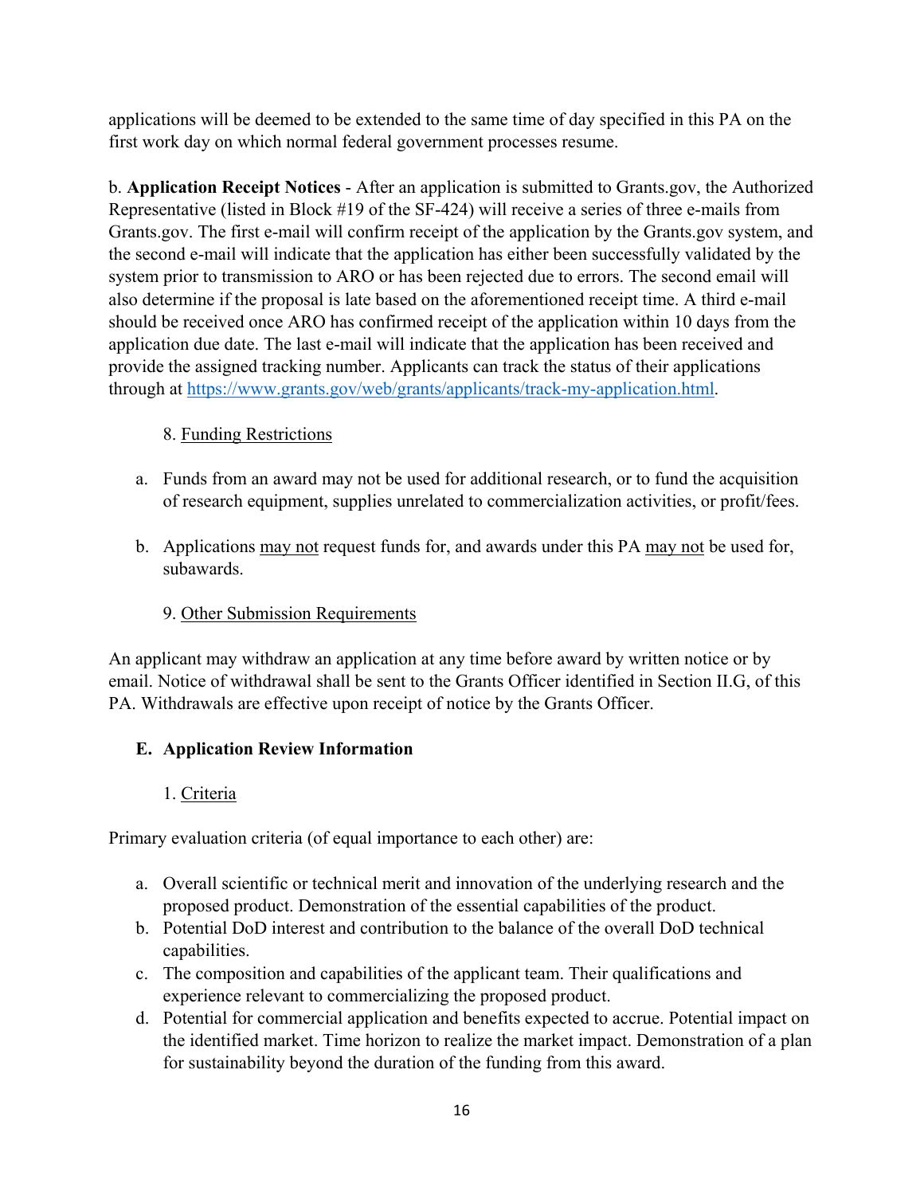applications will be deemed to be extended to the same time of day specified in this PA on the first work day on which normal federal government processes resume.

b. **Application Receipt Notices** - After an application is submitted to Grants.gov, the Authorized Representative (listed in Block #19 of the SF-424) will receive a series of three e-mails from Grants.gov. The first e-mail will confirm receipt of the application by the Grants.gov system, and the second e-mail will indicate that the application has either been successfully validated by the system prior to transmission to ARO or has been rejected due to errors. The second email will also determine if the proposal is late based on the aforementioned receipt time. A third e-mail should be received once ARO has confirmed receipt of the application within 10 days from the application due date. The last e-mail will indicate that the application has been received and provide the assigned tracking number. Applicants can track the status of their applications through at https://www.grants.gov/web/grants/applicants/track-my-application.html.

8. <u>Funding Restrictions</u>

a. Funds from an award may not be used for additional research, or to fund the acquisition of research equipment, supplies unrelated to commercialization activities, or profit/fees.

b. Applications <u>may not</u> request funds for, and awards under this PA <u>may not</u> be used for, subawards.

9. <u>Other Submission Requirements</u>

An applicant may withdraw an application at any time before award by written notice or by email. Notice of withdrawal shall be sent to the Grants Officer identified in Section II.G, of this PA. Withdrawals are effective upon receipt of notice by the Grants Officer.

## E. Application Review Information

1. <u>Criteria</u>

Primary evaluation criteria (of equal importance to each other) are:

a. Overall scientific or technical merit and innovation of the underlying research and the proposed product. Demonstration of the essential capabilities of the product.
b. Potential DoD interest and contribution to the balance of the overall DoD technical capabilities.
c. The composition and capabilities of the applicant team. Their qualifications and experience relevant to commercializing the proposed product.
d. Potential for commercial application and benefits expected to accrue. Potential impact on the identified market. Time horizon to realize the market impact. Demonstration of a plan for sustainability beyond the duration of the funding from this award.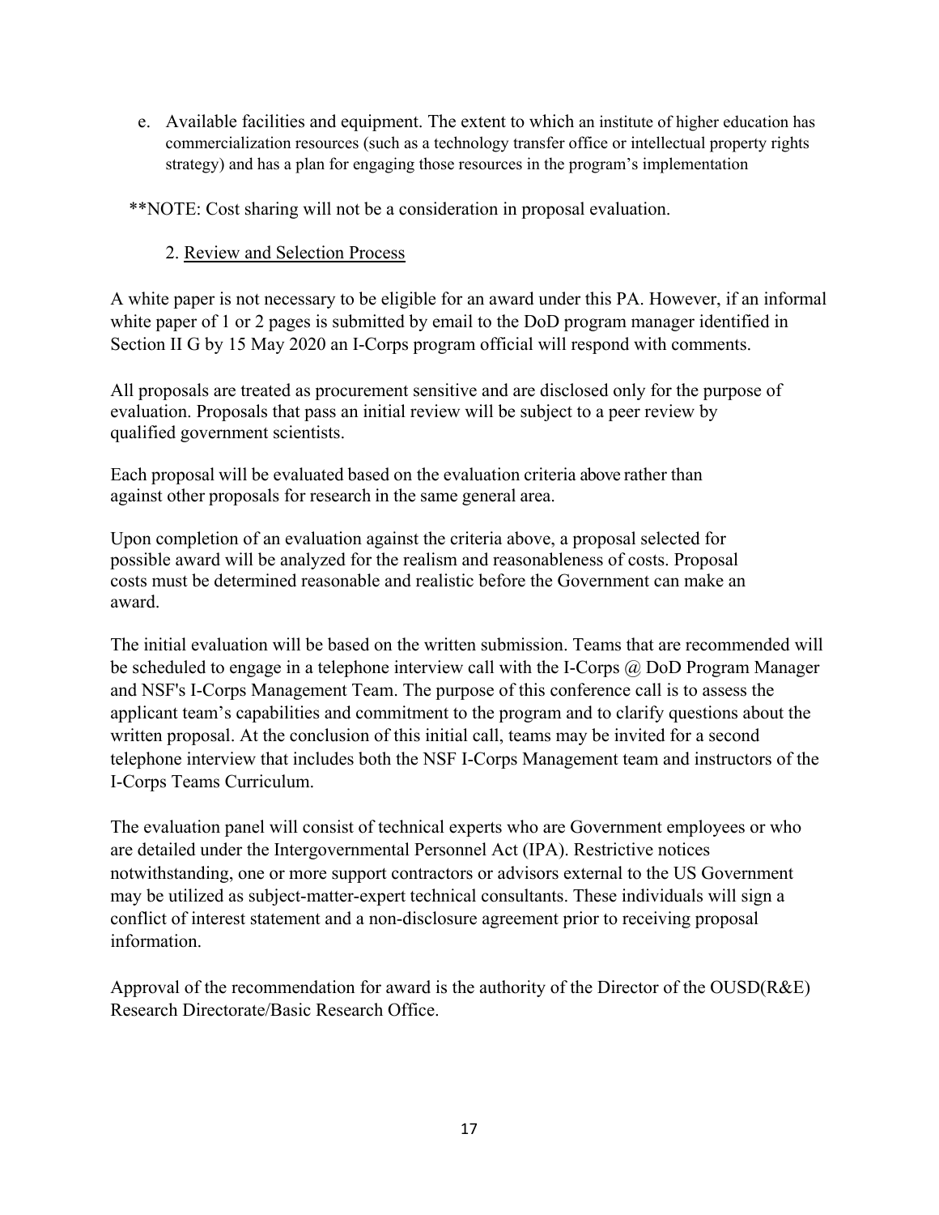e. Available facilities and equipment. The extent to which an institute of higher education has commercialization resources (such as a technology transfer office or intellectual property rights strategy) and has a plan for engaging those resources in the program's implementation

**NOTE: Cost sharing will not be a consideration in proposal evaluation.

2. Review and Selection Process

A white paper is not necessary to be eligible for an award under this PA. However, if an informal white paper of 1 or 2 pages is submitted by email to the DoD program manager identified in Section II G by 15 May 2020 an I-Corps program official will respond with comments.

All proposals are treated as procurement sensitive and are disclosed only for the purpose of evaluation. Proposals that pass an initial review will be subject to a peer review by qualified government scientists.

Each proposal will be evaluated based on the evaluation criteria above rather than against other proposals for research in the same general area.

Upon completion of an evaluation against the criteria above, a proposal selected for possible award will be analyzed for the realism and reasonableness of costs. Proposal costs must be determined reasonable and realistic before the Government can make an award.

The initial evaluation will be based on the written submission. Teams that are recommended will be scheduled to engage in a telephone interview call with the I-Corps @ DoD Program Manager and NSF's I-Corps Management Team. The purpose of this conference call is to assess the applicant team's capabilities and commitment to the program and to clarify questions about the written proposal. At the conclusion of this initial call, teams may be invited for a second telephone interview that includes both the NSF I-Corps Management team and instructors of the I-Corps Teams Curriculum.

The evaluation panel will consist of technical experts who are Government employees or who are detailed under the Intergovernmental Personnel Act (IPA). Restrictive notices notwithstanding, one or more support contractors or advisors external to the US Government may be utilized as subject-matter-expert technical consultants. These individuals will sign a conflict of interest statement and a non-disclosure agreement prior to receiving proposal information.

Approval of the recommendation for award is the authority of the Director of the OUSD(R&E) Research Directorate/Basic Research Office.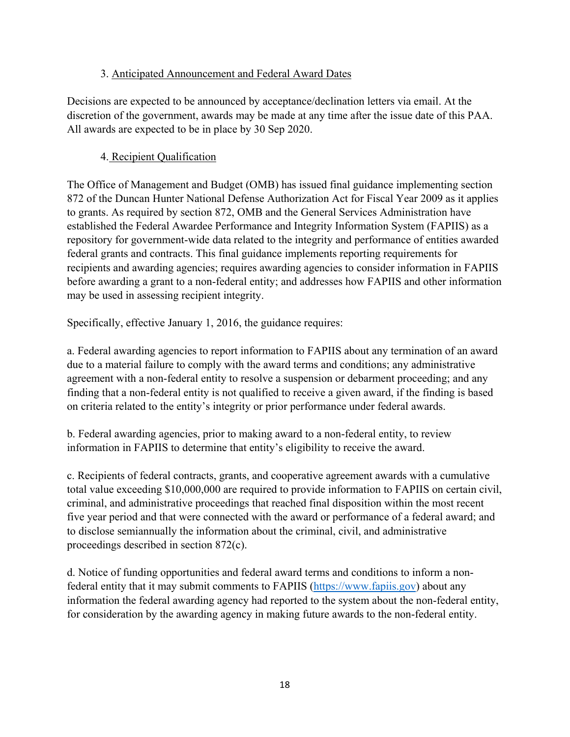### 3. Anticipated Announcement and Federal Award Dates

Decisions are expected to be announced by acceptance/declination letters via email. At the discretion of the government, awards may be made at any time after the issue date of this PAA. All awards are expected to be in place by 30 Sep 2020.

### 4. Recipient Qualification

The Office of Management and Budget (OMB) has issued final guidance implementing section 872 of the Duncan Hunter National Defense Authorization Act for Fiscal Year 2009 as it applies to grants. As required by section 872, OMB and the General Services Administration have established the Federal Awardee Performance and Integrity Information System (FAPIIS) as a repository for government-wide data related to the integrity and performance of entities awarded federal grants and contracts. This final guidance implements reporting requirements for recipients and awarding agencies; requires awarding agencies to consider information in FAPIIS before awarding a grant to a non-federal entity; and addresses how FAPIIS and other information may be used in assessing recipient integrity.

Specifically, effective January 1, 2016, the guidance requires:

a. Federal awarding agencies to report information to FAPIIS about any termination of an award due to a material failure to comply with the award terms and conditions; any administrative agreement with a non-federal entity to resolve a suspension or debarment proceeding; and any finding that a non-federal entity is not qualified to receive a given award, if the finding is based on criteria related to the entity's integrity or prior performance under federal awards.

b. Federal awarding agencies, prior to making award to a non-federal entity, to review information in FAPIIS to determine that entity's eligibility to receive the award.

c. Recipients of federal contracts, grants, and cooperative agreement awards with a cumulative total value exceeding $10,000,000 are required to provide information to FAPIIS on certain civil, criminal, and administrative proceedings that reached final disposition within the most recent five year period and that were connected with the award or performance of a federal award; and to disclose semiannually the information about the criminal, civil, and administrative proceedings described in section 872(c).

d. Notice of funding opportunities and federal award terms and conditions to inform a non-federal entity that it may submit comments to FAPIIS ([https://www.fapiis.gov](https://www.fapiis.gov)) about any information the federal awarding agency had reported to the system about the non-federal entity, for consideration by the awarding agency in making future awards to the non-federal entity.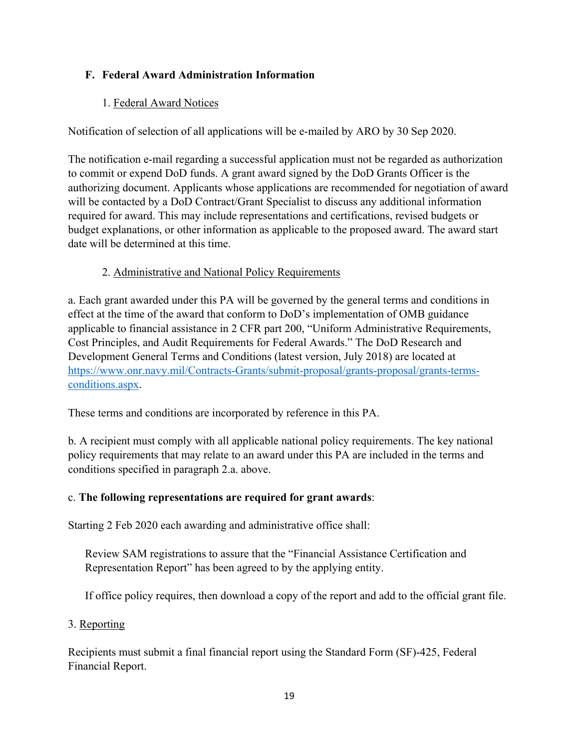## F. Federal Award Administration Information

### 1. Federal Award Notices

Notification of selection of all applications will be e-mailed by ARO by 30 Sep 2020.

The notification e-mail regarding a successful application must not be regarded as authorization to commit or expend DoD funds. A grant award signed by the DoD Grants Officer is the authorizing document. Applicants whose applications are recommended for negotiation of award will be contacted by a DoD Contract/Grant Specialist to discuss any additional information required for award. This may include representations and certifications, revised budgets or budget explanations, or other information as applicable to the proposed award. The award start date will be determined at this time.

### 2. Administrative and National Policy Requirements

a. Each grant awarded under this PA will be governed by the general terms and conditions in effect at the time of the award that conform to DoD's implementation of OMB guidance applicable to financial assistance in 2 CFR part 200, "Uniform Administrative Requirements, Cost Principles, and Audit Requirements for Federal Awards." The DoD Research and Development General Terms and Conditions (latest version, July 2018) are located at [https://www.onr.navy.mil/Contracts-Grants/submit-proposal/grants-proposal/grants-terms-conditions.aspx](https://www.onr.navy.mil/Contracts-Grants/submit-proposal/grants-proposal/grants-terms-conditions.aspx).

These terms and conditions are incorporated by reference in this PA.

b. A recipient must comply with all applicable national policy requirements. The key national policy requirements that may relate to an award under this PA are included in the terms and conditions specified in paragraph 2.a. above.

c. **The following representations are required for grant awards**:

Starting 2 Feb 2020 each awarding and administrative office shall:

> Review SAM registrations to assure that the "Financial Assistance Certification and Representation Report" has been agreed to by the applying entity.
>
> If office policy requires, then download a copy of the report and add to the official grant file.

### 3. Reporting

Recipients must submit a final financial report using the Standard Form (SF)-425, Federal Financial Report.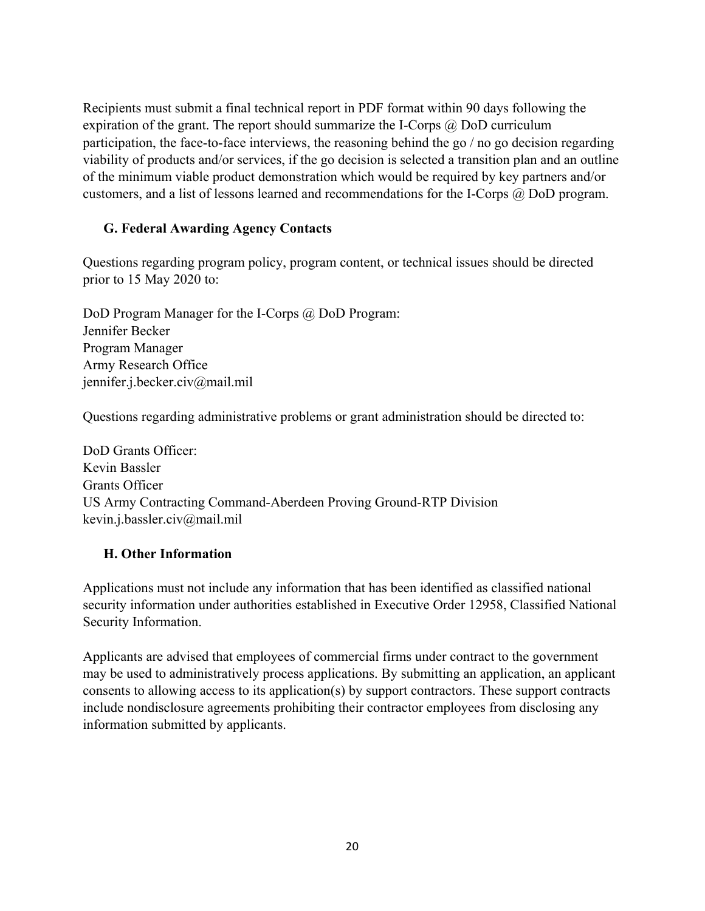Recipients must submit a final technical report in PDF format within 90 days following the expiration of the grant. The report should summarize the I-Corps @ DoD curriculum participation, the face-to-face interviews, the reasoning behind the go / no go decision regarding viability of products and/or services, if the go decision is selected a transition plan and an outline of the minimum viable product demonstration which would be required by key partners and/or customers, and a list of lessons learned and recommendations for the I-Corps @ DoD program.

### G. Federal Awarding Agency Contacts

Questions regarding program policy, program content, or technical issues should be directed prior to 15 May 2020 to:

DoD Program Manager for the I-Corps @ DoD Program:
Jennifer Becker
Program Manager
Army Research Office
jennifer.j.becker.civ@mail.mil

Questions regarding administrative problems or grant administration should be directed to:

DoD Grants Officer:
Kevin Bassler
Grants Officer
US Army Contracting Command-Aberdeen Proving Ground-RTP Division
kevin.j.bassler.civ@mail.mil

### H. Other Information

Applications must not include any information that has been identified as classified national security information under authorities established in Executive Order 12958, Classified National Security Information.

Applicants are advised that employees of commercial firms under contract to the government may be used to administratively process applications. By submitting an application, an applicant consents to allowing access to its application(s) by support contractors. These support contracts include nondisclosure agreements prohibiting their contractor employees from disclosing any information submitted by applicants.